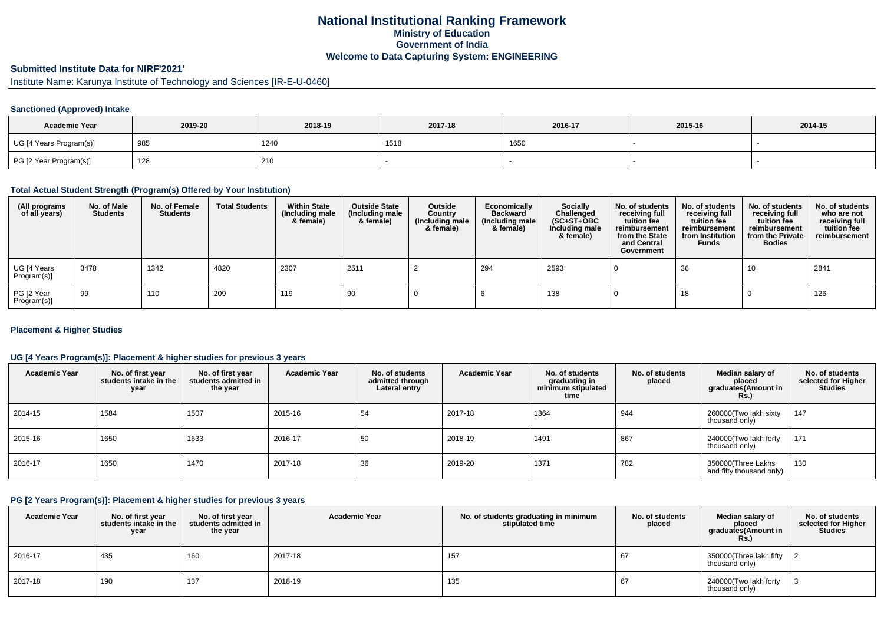# National Institutional Ranking Framework

## Ministry of Education

## Government of India

## Welcome to Data Capturing System: ENGINEERING

### Submitted Institute Data for NIRF'2021'

Institute Name: Karunya Institute of Technology and Sciences [IR-E-U-0460]

#### Sanctioned (Approved) Intake

| Academic Year | 2019-20 | 2018-19 | 2017-18 | 2016-17 | 2015-16 | 2014-15 |
|---|---|---|---|---|---|---|
| UG [4 Years Program(s)] | 985 | 1240 | 1518 | 1650 | - | - |
| PG [2 Year Program(s)] | 128 | 210 | - | - | - | - |

#### Total Actual Student Strength (Program(s) Offered by Your Institution)

| (All programs of all years) | No. of Male Students | No. of Female Students | Total Students | Within State (Including male & female) | Outside State (Including male & female) | Outside Country (Including male & female) | Economically Backward (Including male & female) | Socially Challenged (SC+ST+OBC Including male & female) | No. of students receiving full tuition fee reimbursement from the State and Central Government | No. of students receiving full tuition fee reimbursement from Institution Funds | No. of students receiving full tuition fee reimbursement from the Private Bodies | No. of students who are not receiving full tuition fee reimbursement |
|---|---|---|---|---|---|---|---|---|---|---|---|---|
| UG [4 Years Program(s)] | 3478 | 1342 | 4820 | 2307 | 2511 | 2 | 294 | 2593 | 0 | 36 | 10 | 2841 |
| PG [2 Year Program(s)] | 99 | 110 | 209 | 119 | 90 | 0 | 6 | 138 | 0 | 18 | 0 | 126 |

#### Placement & Higher Studies

#### UG [4 Years Program(s)]: Placement & higher studies for previous 3 years

| Academic Year | No. of first year students intake in the year | No. of first year students admitted in the year | Academic Year | No. of students admitted through Lateral entry | Academic Year | No. of students graduating in minimum stipulated time | No. of students placed | Median salary of placed graduates(Amount in Rs.) | No. of students selected for Higher Studies |
|---|---|---|---|---|---|---|---|---|---|
| 2014-15 | 1584 | 1507 | 2015-16 | 54 | 2017-18 | 1364 | 944 | 260000(Two lakh sixty thousand only) | 147 |
| 2015-16 | 1650 | 1633 | 2016-17 | 50 | 2018-19 | 1491 | 867 | 240000(Two lakh forty thousand only) | 171 |
| 2016-17 | 1650 | 1470 | 2017-18 | 36 | 2019-20 | 1371 | 782 | 350000(Three Lakhs and fifty thousand only) | 130 |

#### PG [2 Years Program(s)]: Placement & higher studies for previous 3 years

| Academic Year | No. of first year students intake in the year | No. of first year students admitted in the year | Academic Year | No. of students graduating in minimum stipulated time | No. of students placed | Median salary of placed graduates(Amount in Rs.) | No. of students selected for Higher Studies |
|---|---|---|---|---|---|---|---|
| 2016-17 | 435 | 160 | 2017-18 | 157 | 67 | 350000(Three lakh fifty thousand only) | 2 |
| 2017-18 | 190 | 137 | 2018-19 | 135 | 67 | 240000(Two lakh forty thousand only) | 3 |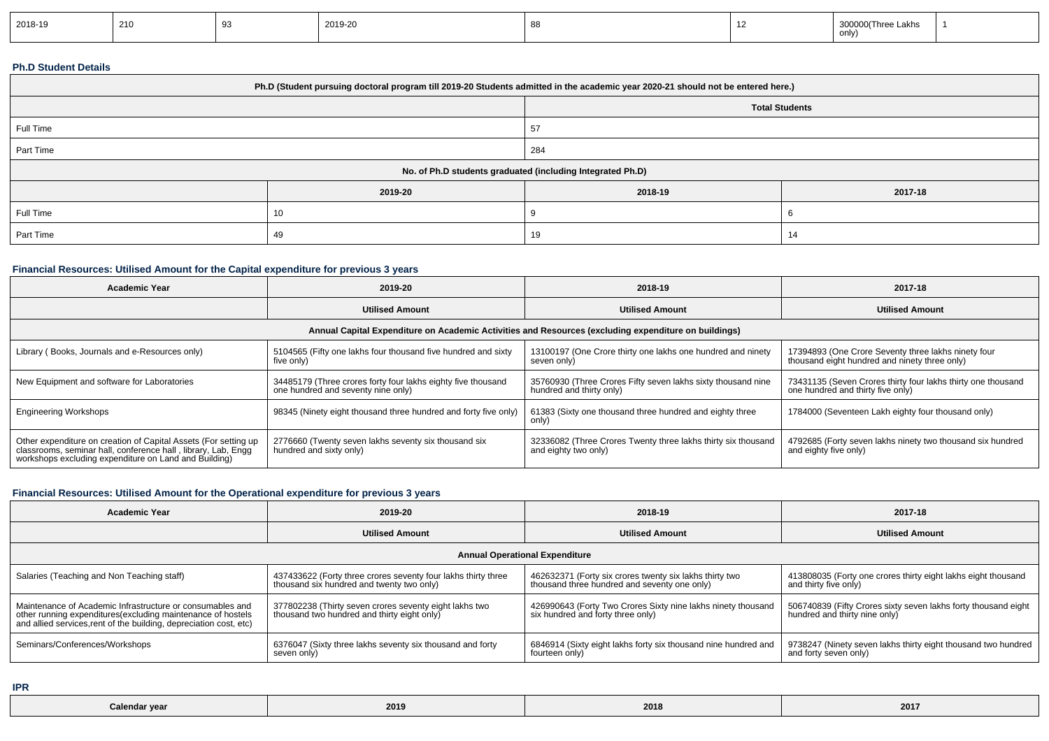| 2018-19 | 210 | 93 | 2019-20 | 88 | 12 | 300000(Three Lakhs only) | 1 |
|---|---|---|---|---|---|---|---|

### Ph.D Student Details

| Ph.D (Student pursuing doctoral program till 2019-20 Students admitted in the academic year 2020-21 should not be entered here.) | | |
|---|---|---|
| | Total Students | |
| Full Time | 57 | |
| Part Time | 284 | |
| No. of Ph.D students graduated (including Integrated Ph.D) | | |
| | 2019-20 | 2018-19 | 2017-18 |
| Full Time | 10 | 9 | 6 |
| Part Time | 49 | 19 | 14 |

### Financial Resources: Utilised Amount for the Capital expenditure for previous 3 years

| Academic Year | 2019-20 | 2018-19 | 2017-18 |
|---|---|---|---|
| | Utilised Amount | Utilised Amount | Utilised Amount |
| Annual Capital Expenditure on Academic Activities and Resources (excluding expenditure on buildings) | | | |
| Library ( Books, Journals and e-Resources only) | 5104565 (Fifty one lakhs four thousand five hundred and sixty five only) | 13100197 (One Crore thirty one lakhs one hundred and ninety seven only) | 17394893 (One Crore Seventy three lakhs ninety four thousand eight hundred and ninety three only) |
| New Equipment and software for Laboratories | 34485179 (Three crores forty four lakhs eighty five thousand one hundred and seventy nine only) | 35760930 (Three Crores Fifty seven lakhs sixty thousand nine hundred and thirty only) | 73431135 (Seven Crores thirty four lakhs thirty one thousand one hundred and thirty five only) |
| Engineering Workshops | 98345 (Ninety eight thousand three hundred and forty five only) | 61383 (Sixty one thousand three hundred and eighty three only) | 1784000 (Seventeen Lakh eighty four thousand only) |
| Other expenditure on creation of Capital Assets (For setting up classrooms, seminar hall, conference hall , library, Lab, Engg workshops excluding expenditure on Land and Building) | 2776660 (Twenty seven lakhs seventy six thousand six hundred and sixty only) | 32336082 (Three Crores Twenty three lakhs thirty six thousand and eighty two only) | 4792685 (Forty seven lakhs ninety two thousand six hundred and eighty five only) |

### Financial Resources: Utilised Amount for the Operational expenditure for previous 3 years

| Academic Year | 2019-20 | 2018-19 | 2017-18 |
|---|---|---|---|
| | Utilised Amount | Utilised Amount | Utilised Amount |
| Annual Operational Expenditure | | | |
| Salaries (Teaching and Non Teaching staff) | 437433622 (Forty three crores seventy four lakhs thirty three thousand six hundred and twenty two only) | 462632371 (Forty six crores twenty six lakhs thirty two thousand three hundred and seventy one only) | 413808035 (Forty one crores thirty eight lakhs eight thousand and thirty five only) |
| Maintenance of Academic Infrastructure or consumables and other running expenditures(excluding maintenance of hostels and allied services,rent of the building, depreciation cost, etc) | 377802238 (Thirty seven crores seventy eight lakhs two thousand two hundred and thirty eight only) | 426990643 (Forty Two Crores Sixty nine lakhs ninety thousand six hundred and forty three only) | 506740839 (Fifty Crores sixty seven lakhs forty thousand eight hundred and thirty nine only) |
| Seminars/Conferences/Workshops | 6376047 (Sixty three lakhs seventy six thousand and forty seven only) | 6846914 (Sixty eight lakhs forty six thousand nine hundred and fourteen only) | 9738247 (Ninety seven lakhs thirty eight thousand two hundred and forty seven only) |

### IPR

| Calendar year | 2019 | 2018 | 2017 |
|---|---|---|---|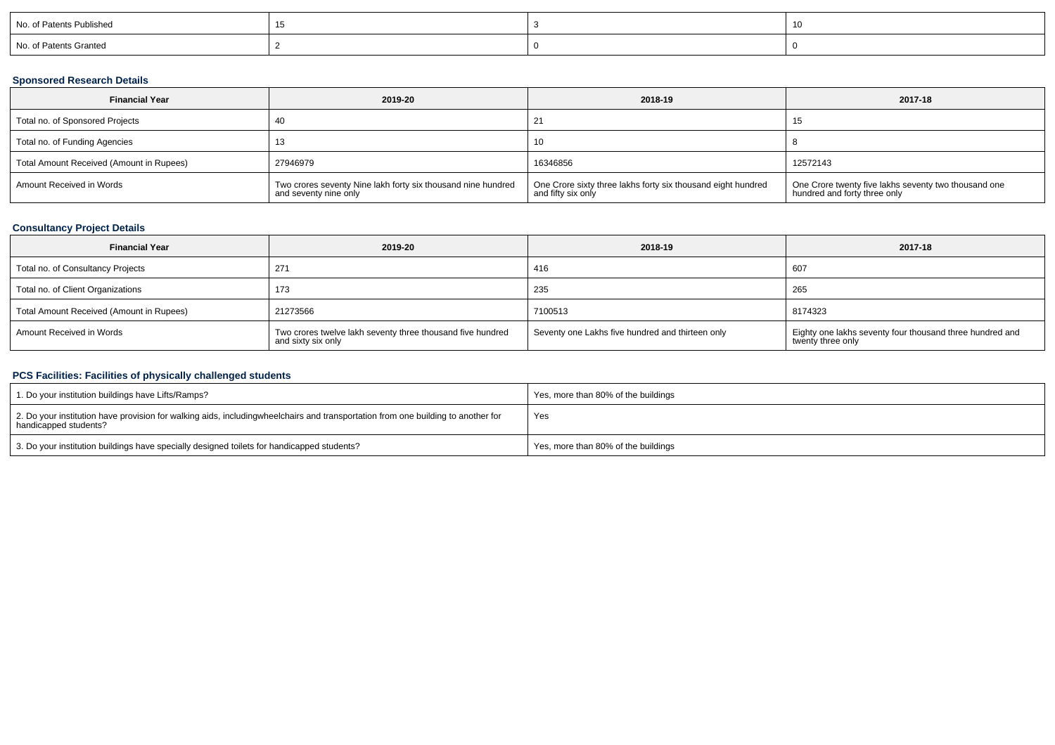| | | | |
|---|---|---|---|
| No. of Patents Published | 15 | 3 | 10 |
| No. of Patents Granted | 2 | 0 | 0 |

### Sponsored Research Details

| Financial Year | 2019-20 | 2018-19 | 2017-18 |
|---|---|---|---|
| Total no. of Sponsored Projects | 40 | 21 | 15 |
| Total no. of Funding Agencies | 13 | 10 | 8 |
| Total Amount Received (Amount in Rupees) | 27946979 | 16346856 | 12572143 |
| Amount Received in Words | Two crores seventy Nine lakh forty six thousand nine hundred and seventy nine only | One Crore sixty three lakhs forty six thousand eight hundred and fifty six only | One Crore twenty five lakhs seventy two thousand one hundred and forty three only |

### Consultancy Project Details

| Financial Year | 2019-20 | 2018-19 | 2017-18 |
|---|---|---|---|
| Total no. of Consultancy Projects | 271 | 416 | 607 |
| Total no. of Client Organizations | 173 | 235 | 265 |
| Total Amount Received (Amount in Rupees) | 21273566 | 7100513 | 8174323 |
| Amount Received in Words | Two crores twelve lakh seventy three thousand five hundred and sixty six only | Seventy one Lakhs five hundred and thirteen only | Eighty one lakhs seventy four thousand three hundred and twenty three only |

### PCS Facilities: Facilities of physically challenged students

| | |
|---|---|
| 1. Do your institution buildings have Lifts/Ramps? | Yes, more than 80% of the buildings |
| 2. Do your institution have provision for walking aids, includingwheelchairs and transportation from one building to another for handicapped students? | Yes |
| 3. Do your institution buildings have specially designed toilets for handicapped students? | Yes, more than 80% of the buildings |